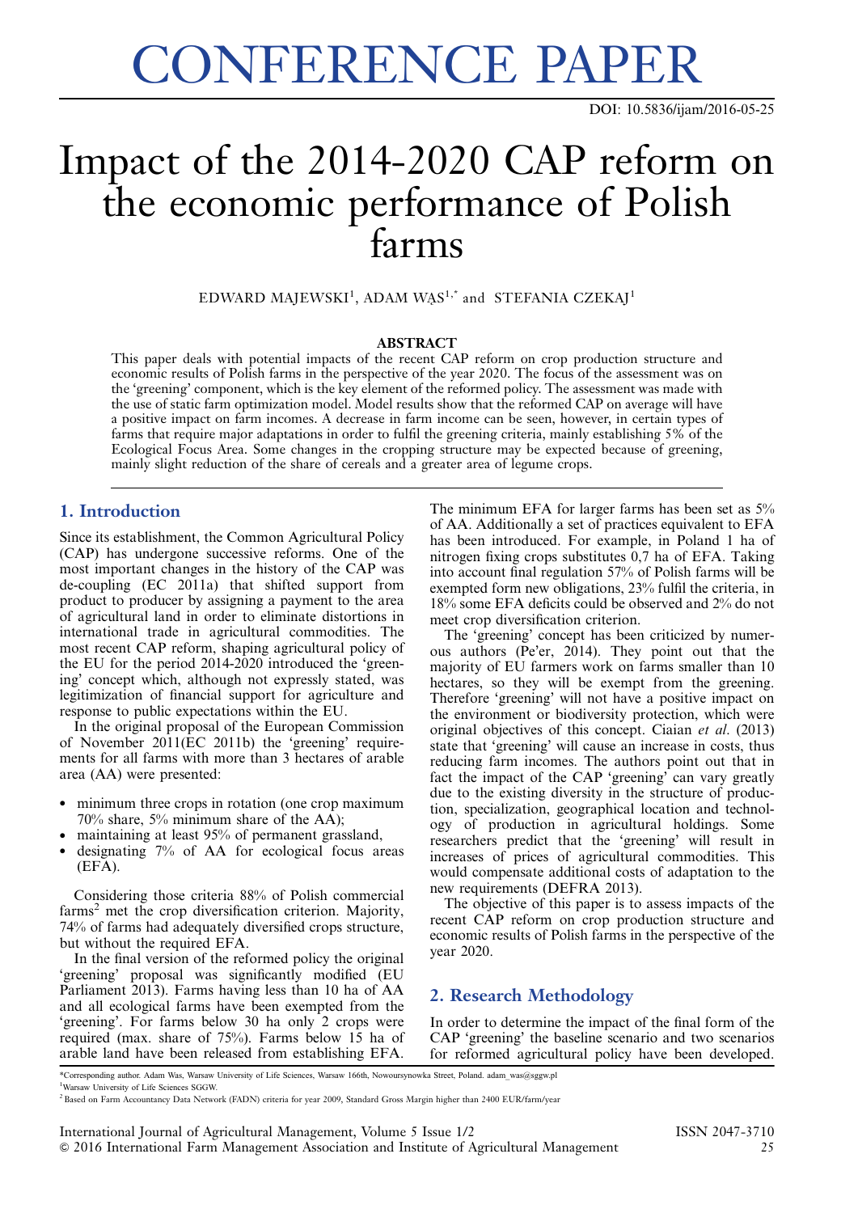CONFERENCE PAPER

DOI: 10.5836/ijam/2016-05-25

# Impact of the 2014-2020 CAP reform on the economic performance of Polish farms

EDWARD MAJEWSKI[1], ADAM WĄS[1,*] and STEFANIA CZEKAJ[1]

## ABSTRACT

This paper deals with potential impacts of the recent CAP reform on crop production structure and economic results of Polish farms in the perspective of the year 2020. The focus of the assessment was on the 'greening' component, which is the key element of the reformed policy. The assessment was made with the use of static farm optimization model. Model results show that the reformed CAP on average will have a positive impact on farm incomes. A decrease in farm income can be seen, however, in certain types of farms that require major adaptations in order to fulfil the greening criteria, mainly establishing 5% of the Ecological Focus Area. Some changes in the cropping structure may be expected because of greening, mainly slight reduction of the share of cereals and a greater area of legume crops.

## 1. Introduction

Since its establishment, the Common Agricultural Policy (CAP) has undergone successive reforms. One of the most important changes in the history of the CAP was de-coupling (EC 2011a) that shifted support from product to producer by assigning a payment to the area of agricultural land in order to eliminate distortions in international trade in agricultural commodities. The most recent CAP reform, shaping agricultural policy of the EU for the period 2014-2020 introduced the 'greening' concept which, although not expressly stated, was legitimization of financial support for agriculture and response to public expectations within the EU.

In the original proposal of the European Commission of November 2011(EC 2011b) the 'greening' requirements for all farms with more than 3 hectares of arable area (AA) were presented:

- minimum three crops in rotation (one crop maximum 70% share, 5% minimum share of the AA);
- maintaining at least 95% of permanent grassland,
- designating 7% of AA for ecological focus areas (EFA).

Considering those criteria 88% of Polish commercial farms[2] met the crop diversification criterion. Majority, 74% of farms had adequately diversified crops structure, but without the required EFA.

In the final version of the reformed policy the original 'greening' proposal was significantly modified (EU Parliament 2013). Farms having less than 10 ha of AA and all ecological farms have been exempted from the 'greening'. For farms below 30 ha only 2 crops were required (max. share of 75%). Farms below 15 ha of arable land have been released from establishing EFA. The minimum EFA for larger farms has been set as 5% of AA. Additionally a set of practices equivalent to EFA has been introduced. For example, in Poland 1 ha of nitrogen fixing crops substitutes 0,7 ha of EFA. Taking into account final regulation 57% of Polish farms will be exempted form new obligations, 23% fulfil the criteria, in 18% some EFA deficits could be observed and 2% do not meet crop diversification criterion.

The 'greening' concept has been criticized by numerous authors (Pe'er, 2014). They point out that the majority of EU farmers work on farms smaller than 10 hectares, so they will be exempt from the greening. Therefore 'greening' will not have a positive impact on the environment or biodiversity protection, which were original objectives of this concept. Ciaian *et al*. (2013) state that 'greening' will cause an increase in costs, thus reducing farm incomes. The authors point out that in fact the impact of the CAP 'greening' can vary greatly due to the existing diversity in the structure of production, specialization, geographical location and technology of production in agricultural holdings. Some researchers predict that the 'greening' will result in increases of prices of agricultural commodities. This would compensate additional costs of adaptation to the new requirements (DEFRA 2013).

The objective of this paper is to assess impacts of the recent CAP reform on crop production structure and economic results of Polish farms in the perspective of the year 2020.

## 2. Research Methodology

In order to determine the impact of the final form of the CAP 'greening' the baseline scenario and two scenarios for reformed agricultural policy have been developed.

---

*Corresponding author. Adam Was, Warsaw University of Life Sciences, Warsaw 166th, Nowoursynowka Street, Poland. adam_was@sggw.pl

[1]Warsaw University of Life Sciences SGGW.

[2] Based on Farm Accountancy Data Network (FADN) criteria for year 2009, Standard Gross Margin higher than 2400 EUR/farm/year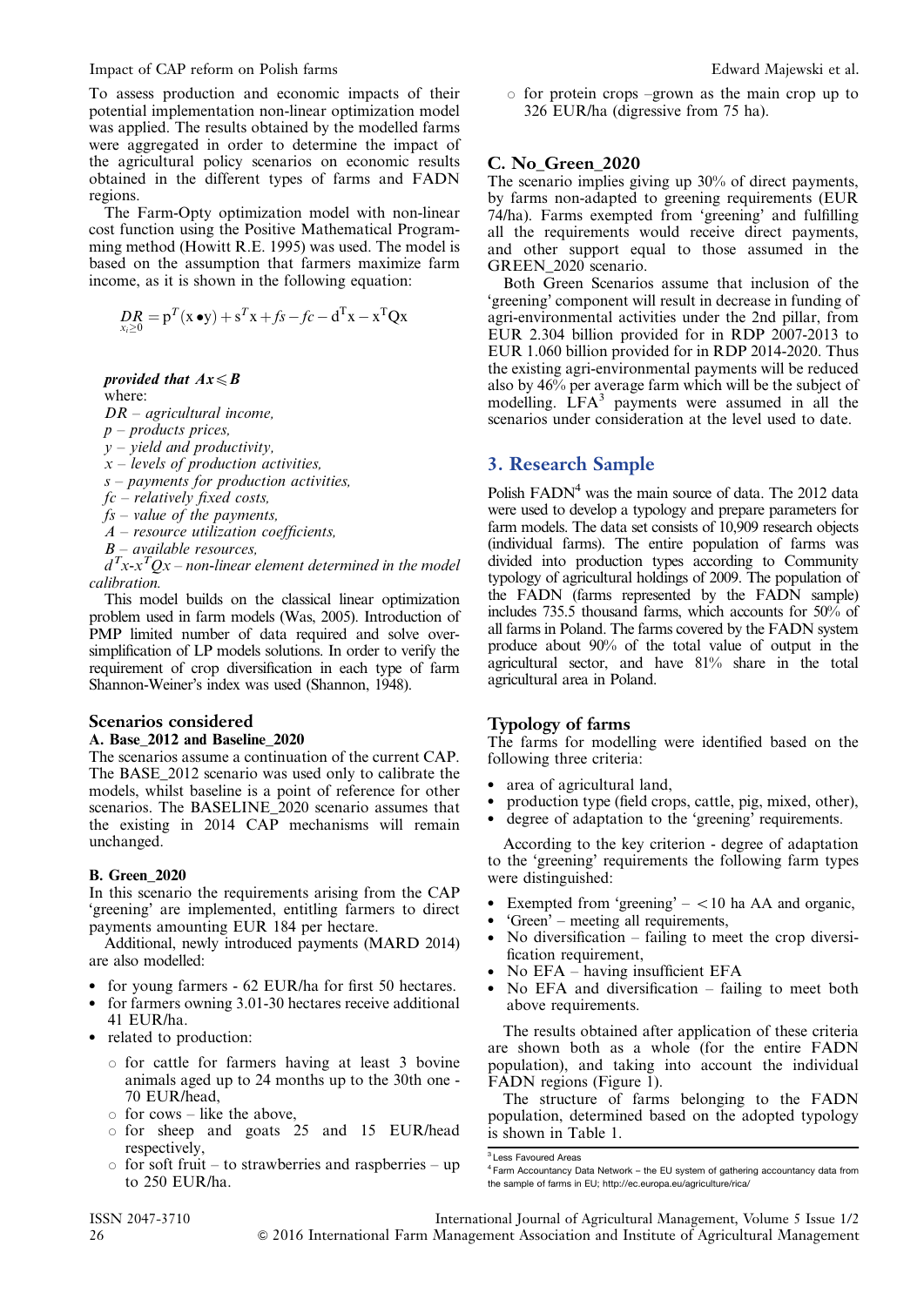To assess production and economic impacts of their potential implementation non-linear optimization model was applied. The results obtained by the modelled farms were aggregated in order to determine the impact of the agricultural policy scenarios on economic results obtained in the different types of farms and FADN regions.

The Farm-Opty optimization model with non-linear cost function using the Positive Mathematical Programming method (Howitt R.E. 1995) was used. The model is based on the assumption that farmers maximize farm income, as it is shown in the following equation:

$$\underset{x_i \geq 0}{DR} = p^T(x \bullet y) + s^T x + fs - fc - d^T x - x^T Q x$$

***provided that*** $Ax \leq B$

where:

*DR – agricultural income,*
*p – products prices,*
*y – yield and productivity,*
*x – levels of production activities,*
*s – payments for production activities,*
*fc – relatively fixed costs,*
*fs – value of the payments,*
*A – resource utilization coefficients,*
*B – available resources,*
$d^T x - x^T Q x$ *– non-linear element determined in the model calibration.*

This model builds on the classical linear optimization problem used in farm models (Was, 2005). Introduction of PMP limited number of data required and solve over-simplification of LP models solutions. In order to verify the requirement of crop diversification in each type of farm Shannon-Weiner's index was used (Shannon, 1948).

### Scenarios considered

#### A. Base_2012 and Baseline_2020

The scenarios assume a continuation of the current CAP. The BASE_2012 scenario was used only to calibrate the models, whilst baseline is a point of reference for other scenarios. The BASELINE_2020 scenario assumes that the existing in 2014 CAP mechanisms will remain unchanged.

#### B. Green_2020

In this scenario the requirements arising from the CAP 'greening' are implemented, entitling farmers to direct payments amounting EUR 184 per hectare.

Additional, newly introduced payments (MARD 2014) are also modelled:

- for young farmers - 62 EUR/ha for first 50 hectares.
- for farmers owning 3.01-30 hectares receive additional 41 EUR/ha.
- related to production:
  - for cattle for farmers having at least 3 bovine animals aged up to 24 months up to the 30th one - 70 EUR/head,
  - for cows – like the above,
  - for sheep and goats 25 and 15 EUR/head respectively,
  - for soft fruit – to strawberries and raspberries – up to 250 EUR/ha.
  - for protein crops –grown as the main crop up to 326 EUR/ha (digressive from 75 ha).

#### C. No_Green_2020

The scenario implies giving up 30% of direct payments, by farms non-adapted to greening requirements (EUR 74/ha). Farms exempted from 'greening' and fulfilling all the requirements would receive direct payments, and other support equal to those assumed in the GREEN_2020 scenario.

Both Green Scenarios assume that inclusion of the 'greening' component will result in decrease in funding of agri-environmental activities under the 2nd pillar, from EUR 2.304 billion provided for in RDP 2007-2013 to EUR 1.060 billion provided for in RDP 2014-2020. Thus the existing agri-environmental payments will be reduced also by 46% per average farm which will be the subject of modelling. LFA[3] payments were assumed in all the scenarios under consideration at the level used to date.

## 3. Research Sample

Polish FADN[4] was the main source of data. The 2012 data were used to develop a typology and prepare parameters for farm models. The data set consists of 10,909 research objects (individual farms). The entire population of farms was divided into production types according to Community typology of agricultural holdings of 2009. The population of the FADN (farms represented by the FADN sample) includes 735.5 thousand farms, which accounts for 50% of all farms in Poland. The farms covered by the FADN system produce about 90% of the total value of output in the agricultural sector, and have 81% share in the total agricultural area in Poland.

### Typology of farms

The farms for modelling were identified based on the following three criteria:

- area of agricultural land,
- production type (field crops, cattle, pig, mixed, other),
- degree of adaptation to the 'greening' requirements.

According to the key criterion - degree of adaptation to the 'greening' requirements the following farm types were distinguished:

- Exempted from 'greening' – <10 ha AA and organic,
- 'Green' – meeting all requirements,
- No diversification – failing to meet the crop diversification requirement,
- No EFA – having insufficient EFA
- No EFA and diversification – failing to meet both above requirements.

The results obtained after application of these criteria are shown both as a whole (for the entire FADN population), and taking into account the individual FADN regions (Figure 1).

The structure of farms belonging to the FADN population, determined based on the adopted typology is shown in Table 1.

---

[3] Less Favoured Areas

[4] Farm Accountancy Data Network – the EU system of gathering accountancy data from the sample of farms in EU; http://ec.europa.eu/agriculture/rica/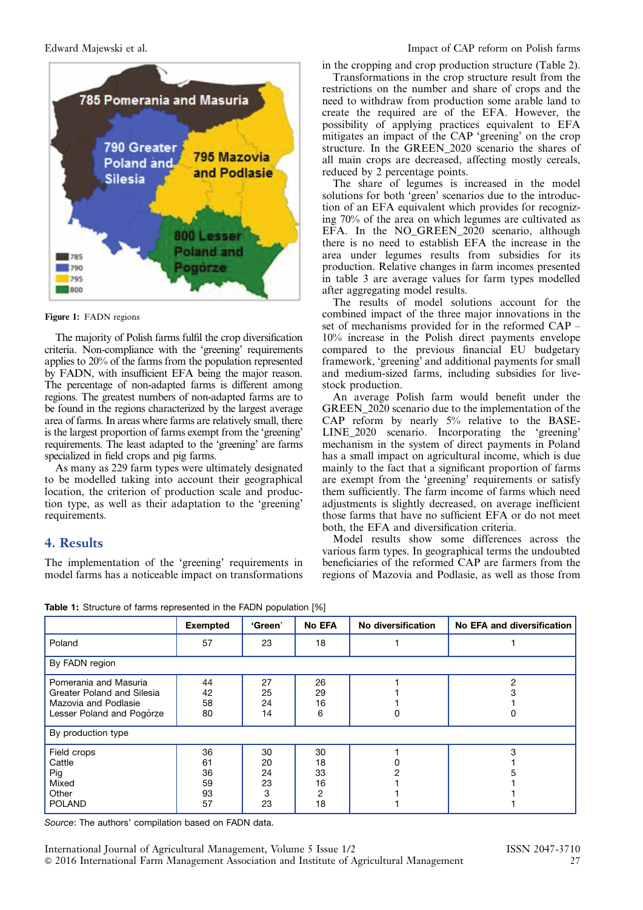Figure 1: FADN regions

The majority of Polish farms fulfil the crop diversification criteria. Non-compliance with the 'greening' requirements applies to 20% of the farms from the population represented by FADN, with insufficient EFA being the major reason. The percentage of non-adapted farms is different among regions. The greatest numbers of non-adapted farms are to be found in the regions characterized by the largest average area of farms. In areas where farms are relatively small, there is the largest proportion of farms exempt from the 'greening' requirements. The least adapted to the 'greening' are farms specialized in field crops and pig farms.

As many as 229 farm types were ultimately designated to be modelled taking into account their geographical location, the criterion of production scale and production type, as well as their adaptation to the 'greening' requirements.

## 4. Results

The implementation of the 'greening' requirements in model farms has a noticeable impact on transformations in the cropping and crop production structure (Table 2).

Transformations in the crop structure result from the restrictions on the number and share of crops and the need to withdraw from production some arable land to create the required are of the EFA. However, the possibility of applying practices equivalent to EFA mitigates an impact of the CAP 'greening' on the crop structure. In the GREEN_2020 scenario the shares of all main crops are decreased, affecting mostly cereals, reduced by 2 percentage points.

The share of legumes is increased in the model solutions for both 'green' scenarios due to the introduction of an EFA equivalent which provides for recognizing 70% of the area on which legumes are cultivated as EFA. In the NO_GREEN_2020 scenario, although there is no need to establish EFA the increase in the area under legumes results from subsidies for its production. Relative changes in farm incomes presented in table 3 are average values for farm types modelled after aggregating model results.

The results of model solutions account for the combined impact of the three major innovations in the set of mechanisms provided for in the reformed CAP – 10% increase in the Polish direct payments envelope compared to the previous financial EU budgetary framework, 'greening' and additional payments for small and medium-sized farms, including subsidies for livestock production.

An average Polish farm would benefit under the GREEN_2020 scenario due to the implementation of the CAP reform by nearly 5% relative to the BASELINE_2020 scenario. Incorporating the 'greening' mechanism in the system of direct payments in Poland has a small impact on agricultural income, which is due mainly to the fact that a significant proportion of farms are exempt from the 'greening' requirements or satisfy them sufficiently. The farm income of farms which need adjustments is slightly decreased, on average inefficient those farms that have no sufficient EFA or do not meet both, the EFA and diversification criteria.

Model results show some differences across the various farm types. In geographical terms the undoubted beneficiaries of the reformed CAP are farmers from the regions of Mazovia and Podlasie, as well as those from

**Table 1:** Structure of farms represented in the FADN population [%]

| | Exempted | 'Green' | No EFA | No diversification | No EFA and diversification |
|---|---|---|---|---|---|
| Poland | 57 | 23 | 18 | 1 | 1 |
| **By FADN region** | | | | | |
| Pomerania and Masuria | 44 | 27 | 26 | 1 | 2 |
| Greater Poland and Silesia | 42 | 25 | 29 | 1 | 3 |
| Mazovia and Podlasie | 58 | 24 | 16 | 1 | 1 |
| Lesser Poland and Pogórze | 80 | 14 | 6 | 0 | 0 |
| **By production type** | | | | | |
| Field crops | 36 | 30 | 30 | 1 | 3 |
| Cattle | 61 | 20 | 18 | 0 | 1 |
| Pig | 36 | 24 | 33 | 2 | 5 |
| Mixed | 59 | 23 | 16 | 1 | 1 |
| Other | 93 | 3 | 2 | 1 | 1 |
| POLAND | 57 | 23 | 18 | 1 | 1 |

*Source*: The authors' compilation based on FADN data.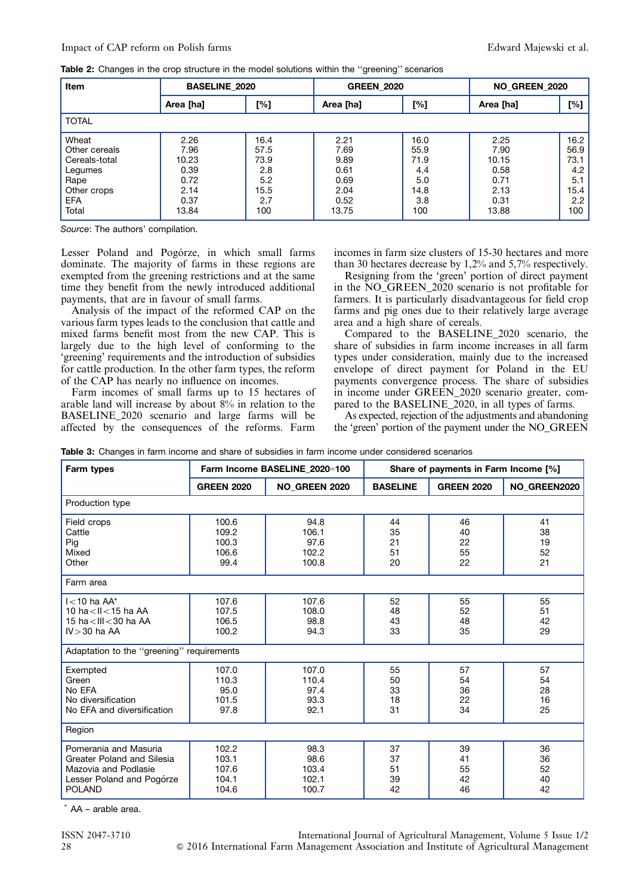**Table 2:** Changes in the crop structure in the model solutions within the "greening" scenarios

| Item | BASELINE_2020 | | GREEN_2020 | | NO_GREEN_2020 | |
|---|---|---|---|---|---|---|
| | Area [ha] | [%] | Area [ha] | [%] | Area [ha] | [%] |
| TOTAL | | | | | | |
| Wheat | 2.26 | 16.4 | 2.21 | 16.0 | 2.25 | 16.2 |
| Other cereals | 7.96 | 57.5 | 7.69 | 55.9 | 7.90 | 56.9 |
| Cereals-total | 10.23 | 73.9 | 9.89 | 71.9 | 10.15 | 73.1 |
| Legumes | 0.39 | 2.8 | 0.61 | 4.4 | 0.58 | 4.2 |
| Rape | 0.72 | 5.2 | 0.69 | 5.0 | 0.71 | 5.1 |
| Other crops | 2.14 | 15.5 | 2.04 | 14.8 | 2.13 | 15.4 |
| EFA | 0.37 | 2.7 | 0.52 | 3.8 | 0.31 | 2.2 |
| Total | 13.84 | 100 | 13.75 | 100 | 13.88 | 100 |

*Source*: The authors' compilation.

Lesser Poland and Pogórze, in which small farms dominate. The majority of farms in these regions are exempted from the greening restrictions and at the same time they benefit from the newly introduced additional payments, that are in favour of small farms.

Analysis of the impact of the reformed CAP on the various farm types leads to the conclusion that cattle and mixed farms benefit most from the new CAP. This is largely due to the high level of conforming to the 'greening' requirements and the introduction of subsidies for cattle production. In the other farm types, the reform of the CAP has nearly no influence on incomes.

Farm incomes of small farms up to 15 hectares of arable land will increase by about 8% in relation to the BASELINE_2020 scenario and large farms will be affected by the consequences of the reforms. Farm incomes in farm size clusters of 15-30 hectares and more than 30 hectares decrease by 1,2% and 5,7% respectively.

Resigning from the 'green' portion of direct payment in the NO_GREEN_2020 scenario is not profitable for farmers. It is particularly disadvantageous for field crop farms and pig ones due to their relatively large average area and a high share of cereals.

Compared to the BASELINE_2020 scenario, the share of subsidies in farm income increases in all farm types under consideration, mainly due to the increased envelope of direct payment for Poland in the EU payments convergence process. The share of subsidies in income under GREEN_2020 scenario greater, compared to the BASELINE_2020, in all types of farms.

As expected, rejection of the adjustments and abandoning the 'green' portion of the payment under the NO_GREEN

**Table 3:** Changes in farm income and share of subsidies in farm income under considered scenarios

| Farm types | Farm Income BASELINE_2020=100 | | Share of payments in Farm Income [%] | | |
|---|---|---|---|---|---|
| | GREEN 2020 | NO_GREEN 2020 | BASELINE | GREEN 2020 | NO_GREEN2020 |
| Production type | | | | | |
| Field crops | 100.6 | 94.8 | 44 | 46 | 41 |
| Cattle | 109.2 | 106.1 | 35 | 40 | 38 |
| Pig | 100.3 | 97.6 | 21 | 22 | 19 |
| Mixed | 106.6 | 102.2 | 51 | 55 | 52 |
| Other | 99.4 | 100.8 | 20 | 22 | 21 |
| Farm area | | | | | |
| I<10 ha AA* | 107.6 | 107.6 | 52 | 55 | 55 |
| 10 ha<II<15 ha AA | 107.5 | 108.0 | 48 | 52 | 51 |
| 15 ha<III<30 ha AA | 106.5 | 98.8 | 43 | 48 | 42 |
| IV>30 ha AA | 100.2 | 94.3 | 33 | 35 | 29 |
| Adaptation to the "greening" requirements | | | | | |
| Exempted | 107.0 | 107.0 | 55 | 57 | 57 |
| Green | 110.3 | 110.4 | 50 | 54 | 54 |
| No EFA | 95.0 | 97.4 | 33 | 36 | 28 |
| No diversification | 101.5 | 93.3 | 18 | 22 | 16 |
| No EFA and diversification | 97.8 | 92.1 | 31 | 34 | 25 |
| Region | | | | | |
| Pomerania and Masuria | 102.2 | 98.3 | 37 | 39 | 36 |
| Greater Poland and Silesia | 103.1 | 98.6 | 37 | 41 | 36 |
| Mazovia and Podlasie | 107.6 | 103.4 | 51 | 55 | 52 |
| Lesser Poland and Pogórze | 104.1 | 102.1 | 39 | 42 | 40 |
| POLAND | 104.6 | 100.7 | 42 | 46 | 42 |

\* AA – arable area.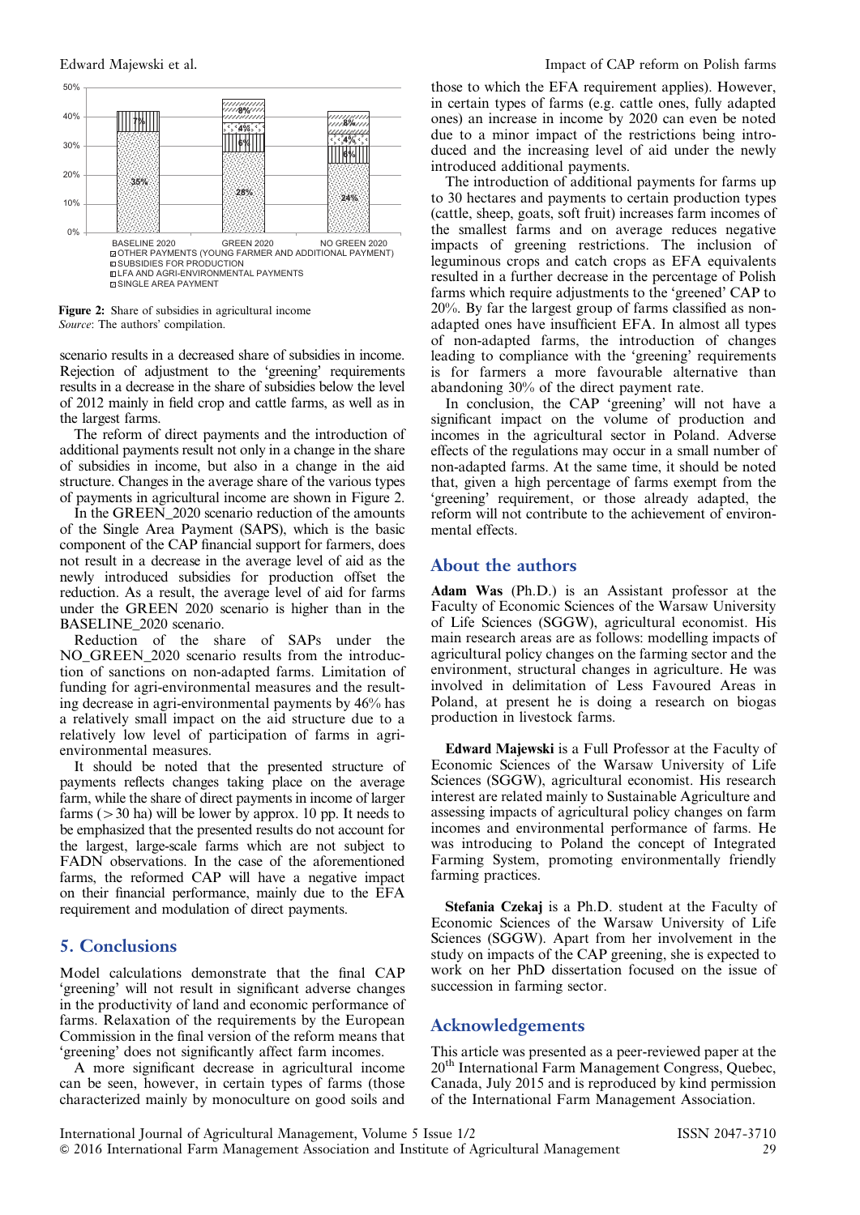scenario results in a decreased share of subsidies in income. Rejection of adjustment to the 'greening' requirements results in a decrease in the share of subsidies below the level of 2012 mainly in field crop and cattle farms, as well as in the largest farms.

The reform of direct payments and the introduction of additional payments result not only in a change in the share of subsidies in income, but also in a change in the aid structure. Changes in the average share of the various types of payments in agricultural income are shown in Figure 2.

Figure 2: Share of subsidies in agricultural income
*Source*: The authors' compilation.

In the GREEN_2020 scenario reduction of the amounts of the Single Area Payment (SAPS), which is the basic component of the CAP financial support for farmers, does not result in a decrease in the average level of aid as the newly introduced subsidies for production offset the reduction. As a result, the average level of aid for farms under the GREEN 2020 scenario is higher than in the BASELINE_2020 scenario.

Reduction of the share of SAPs under the NO_GREEN_2020 scenario results from the introduction of sanctions on non-adapted farms. Limitation of funding for agri-environmental measures and the resulting decrease in agri-environmental payments by 46% has a relatively small impact on the aid structure due to a relatively low level of participation of farms in agri-environmental measures.

It should be noted that the presented structure of payments reflects changes taking place on the average farm, while the share of direct payments in income of larger farms (>30 ha) will be lower by approx. 10 pp. It needs to be emphasized that the presented results do not account for the largest, large-scale farms which are not subject to FADN observations. In the case of the aforementioned farms, the reformed CAP will have a negative impact on their financial performance, mainly due to the EFA requirement and modulation of direct payments.

## 5. Conclusions

Model calculations demonstrate that the final CAP 'greening' will not result in significant adverse changes in the productivity of land and economic performance of farms. Relaxation of the requirements by the European Commission in the final version of the reform means that 'greening' does not significantly affect farm incomes.

A more significant decrease in agricultural income can be seen, however, in certain types of farms (those characterized mainly by monoculture on good soils and those to which the EFA requirement applies). However, in certain types of farms (e.g. cattle ones, fully adapted ones) an increase in income by 2020 can even be noted due to a minor impact of the restrictions being introduced and the increasing level of aid under the newly introduced additional payments.

The introduction of additional payments for farms up to 30 hectares and payments to certain production types (cattle, sheep, goats, soft fruit) increases farm incomes of the smallest farms and on average reduces negative impacts of greening restrictions. The inclusion of leguminous crops and catch crops as EFA equivalents resulted in a further decrease in the percentage of Polish farms which require adjustments to the 'greened' CAP to 20%. By far the largest group of farms classified as non-adapted ones have insufficient EFA. In almost all types of non-adapted farms, the introduction of changes leading to compliance with the 'greening' requirements is for farmers a more favourable alternative than abandoning 30% of the direct payment rate.

In conclusion, the CAP 'greening' will not have a significant impact on the volume of production and incomes in the agricultural sector. Adverse effects of the regulations may occur in a small number of non-adapted farms. At the same time, it should be noted that, given a high percentage of farms exempt from the 'greening' requirement, or those already adapted, the reform will not contribute to the achievement of environmental effects.

## About the authors

**Adam Was** (Ph.D.) is an Assistant professor at the Faculty of Economic Sciences of the Warsaw University of Life Sciences (SGGW), agricultural economist. His main research areas are as follows: modelling impacts of agricultural policy changes on the farming sector and the environment, structural changes in agriculture. He was involved in delimitation of Less Favoured Areas in Poland, at present he is doing a research on biogas production in livestock farms.

**Edward Majewski** is a Full Professor at the Faculty of Economic Sciences of the Warsaw University of Life Sciences (SGGW), agricultural economist. His research interest are related mainly to Sustainable Agriculture and assessing impacts of agricultural policy changes on farm incomes and environmental performance of farms. He was introducing to Poland the concept of Integrated Farming System, promoting environmentally friendly farming practices.

**Stefania Czekaj** is a Ph.D. student at the Faculty of Economic Sciences of the Warsaw University of Life Sciences (SGGW). Apart from her involvement in the study on impacts of the CAP greening, she is expected to work on her PhD dissertation focused on the issue of succession in farming sector.

## Acknowledgements

This article was presented as a peer-reviewed paper at the 20[th] International Farm Management Congress, Quebec, Canada, July 2015 and is reproduced by kind permission of the International Farm Management Association.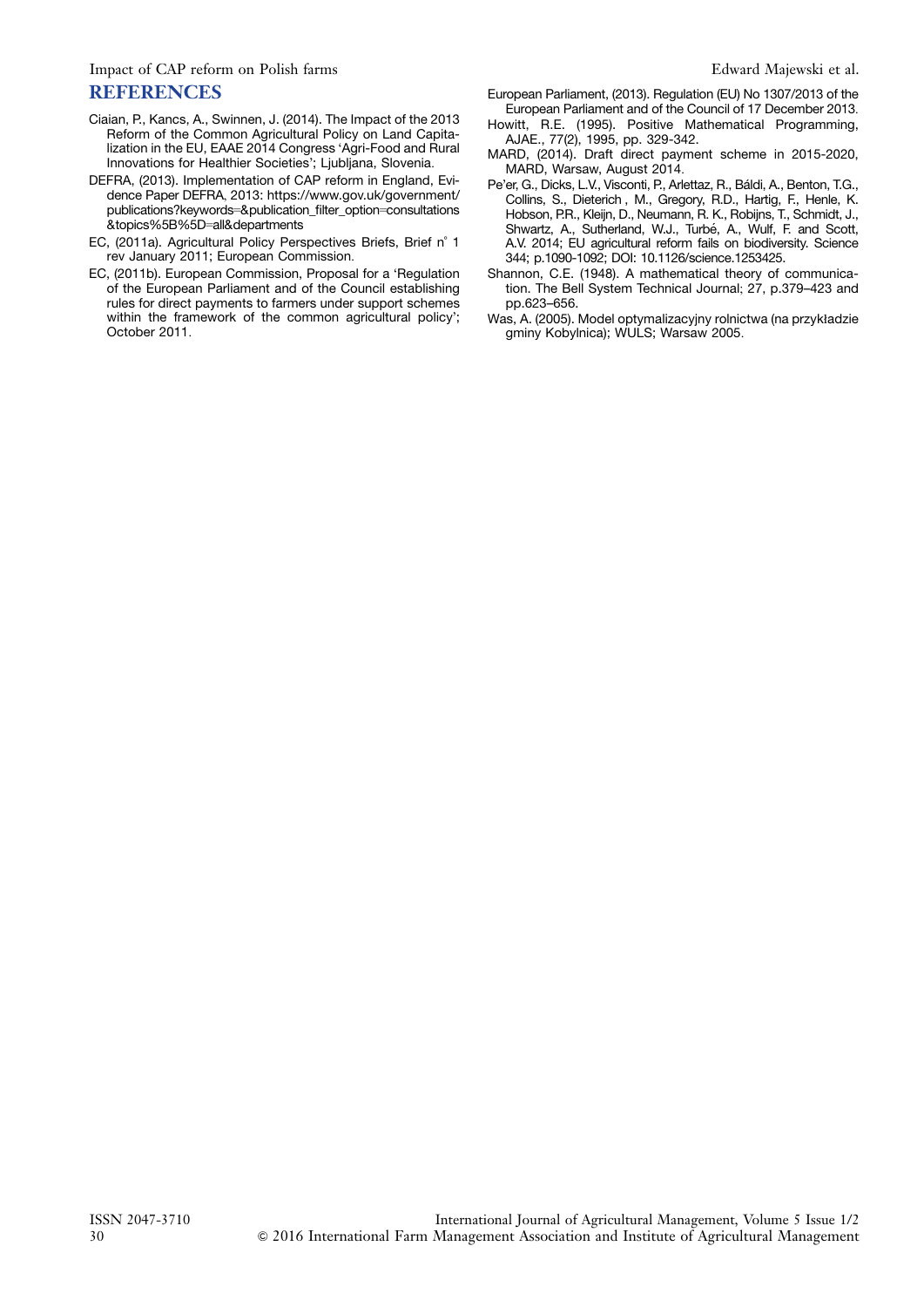## REFERENCES

Ciaian, P., Kancs, A., Swinnen, J. (2014). The Impact of the 2013 Reform of the Common Agricultural Policy on Land Capitalization in the EU, EAAE 2014 Congress 'Agri-Food and Rural Innovations for Healthier Societies'; Ljubljana, Slovenia.

DEFRA, (2013). Implementation of CAP reform in England, Evidence Paper DEFRA, 2013: https://www.gov.uk/government/publications?keywords=&publication_filter_option=consultations&topics%5B%5D=all&departments

EC, (2011a). Agricultural Policy Perspectives Briefs, Brief n° 1 rev January 2011; European Commission.

EC, (2011b). European Commission, Proposal for a 'Regulation of the European Parliament and of the Council establishing rules for direct payments to farmers under support schemes within the framework of the common agricultural policy'; October 2011.

European Parliament, (2013). Regulation (EU) No 1307/2013 of the European Parliament and of the Council of 17 December 2013.

Howitt, R.E. (1995). Positive Mathematical Programming, AJAE., 77(2), 1995, pp. 329-342.

MARD, (2014). Draft direct payment scheme in 2015-2020, MARD, Warsaw, August 2014.

Pe'er, G., Dicks, L.V., Visconti, P., Arlettaz, R., Báldi, A., Benton, T.G., Collins, S., Dieterich , M., Gregory, R.D., Hartig, F., Henle, K. Hobson, P.R., Kleijn, D., Neumann, R. K., Robijns, T., Schmidt, J., Shwartz, A., Sutherland, W.J., Turbé, A., Wulf, F. and Scott, A.V. 2014; EU agricultural reform fails on biodiversity. Science 344; p.1090-1092; DOI: 10.1126/science.1253425.

Shannon, C.E. (1948). A mathematical theory of communication. The Bell System Technical Journal; 27, p.379–423 and pp.623–656.

Was, A. (2005). Model optymalizacyjny rolnictwa (na przykładzie gminy Kobylnica); WULS; Warsaw 2005.